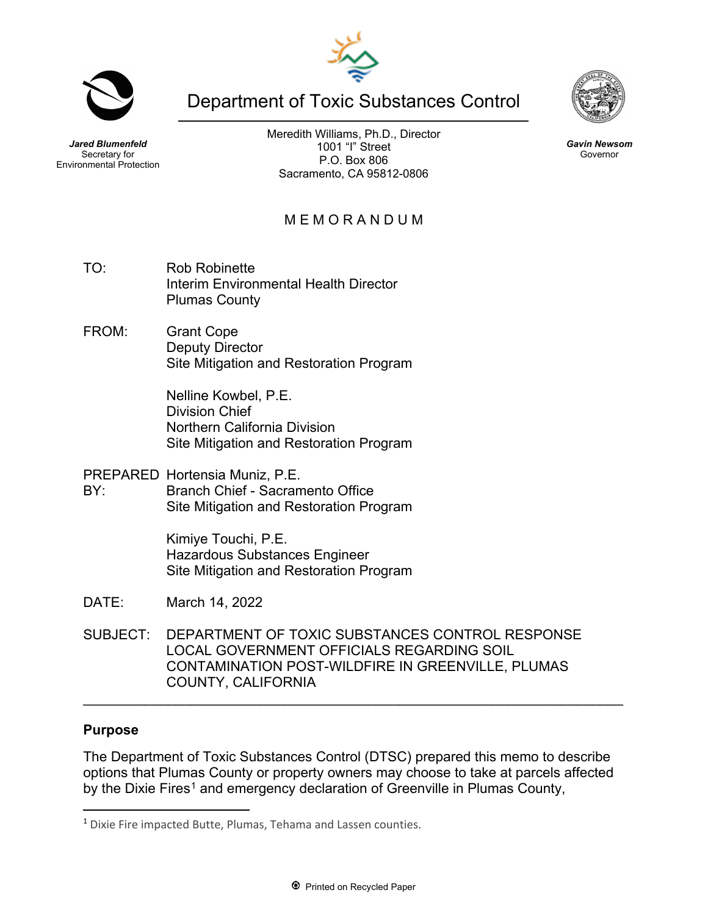**Jared Blumenfeld**
Secretary for
Environmental Protection

# Department of Toxic Substances Control

Meredith Williams, Ph.D., Director
1001 "I" Street
P.O. Box 806
Sacramento, CA 95812-0806

**Gavin Newsom**
Governor

## MEMORANDUM

TO: Rob Robinette
Interim Environmental Health Director
Plumas County

FROM: Grant Cope
Deputy Director
Site Mitigation and Restoration Program

Nelline Kowbel, P.E.
Division Chief
Northern California Division
Site Mitigation and Restoration Program

PREPARED BY: Hortensia Muniz, P.E.
Branch Chief - Sacramento Office
Site Mitigation and Restoration Program

Kimiye Touchi, P.E.
Hazardous Substances Engineer
Site Mitigation and Restoration Program

DATE: March 14, 2022

SUBJECT: DEPARTMENT OF TOXIC SUBSTANCES CONTROL RESPONSE LOCAL GOVERNMENT OFFICIALS REGARDING SOIL CONTAMINATION POST-WILDFIRE IN GREENVILLE, PLUMAS COUNTY, CALIFORNIA

---

## Purpose

The Department of Toxic Substances Control (DTSC) prepared this memo to describe options that Plumas County or property owners may choose to take at parcels affected by the Dixie Fires[1] and emergency declaration of Greenville in Plumas County,

[1] Dixie Fire impacted Butte, Plumas, Tehama and Lassen counties.

Printed on Recycled Paper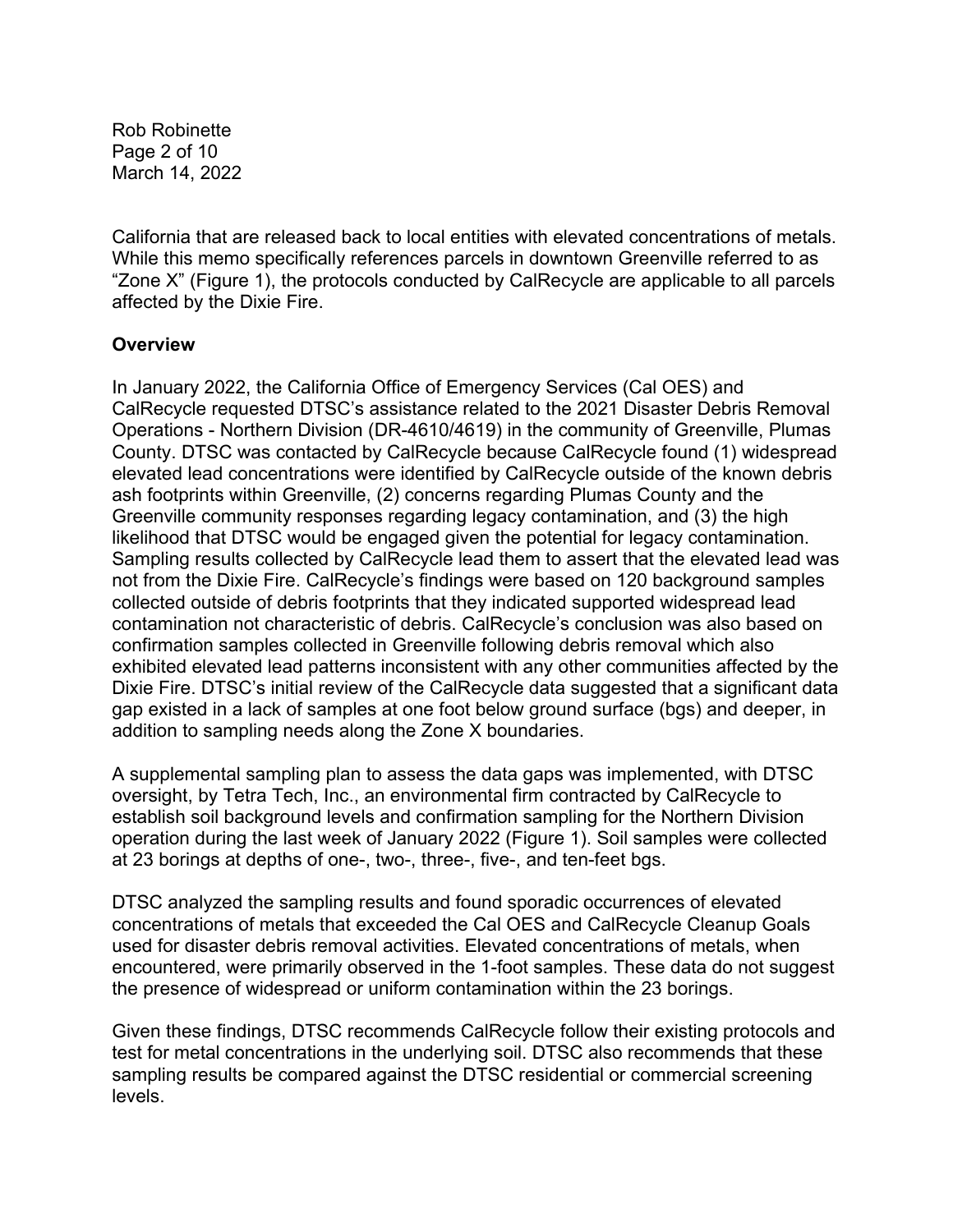California that are released back to local entities with elevated concentrations of metals. While this memo specifically references parcels in downtown Greenville referred to as "Zone X" (Figure 1), the protocols conducted by CalRecycle are applicable to all parcels affected by the Dixie Fire.

**Overview**

In January 2022, the California Office of Emergency Services (Cal OES) and CalRecycle requested DTSC's assistance related to the 2021 Disaster Debris Removal Operations - Northern Division (DR-4610/4619) in the community of Greenville, Plumas County. DTSC was contacted by CalRecycle because CalRecycle found (1) widespread elevated lead concentrations were identified by CalRecycle outside of the known debris ash footprints within Greenville, (2) concerns regarding Plumas County and the Greenville community responses regarding legacy contamination, and (3) the high likelihood that DTSC would be engaged given the potential for legacy contamination. Sampling results collected by CalRecycle lead them to assert that the elevated lead was not from the Dixie Fire. CalRecycle's findings were based on 120 background samples collected outside of debris footprints that they indicated supported widespread lead contamination not characteristic of debris. CalRecycle's conclusion was also based on confirmation samples collected in Greenville following debris removal which also exhibited elevated lead patterns inconsistent with any other communities affected by the Dixie Fire. DTSC's initial review of the CalRecycle data suggested that a significant data gap existed in a lack of samples at one foot below ground surface (bgs) and deeper, in addition to sampling needs along the Zone X boundaries.

A supplemental sampling plan to assess the data gaps was implemented, with DTSC oversight, by Tetra Tech, Inc., an environmental firm contracted by CalRecycle to establish soil background levels and confirmation sampling for the Northern Division operation during the last week of January 2022 (Figure 1). Soil samples were collected at 23 borings at depths of one-, two-, three-, five-, and ten-feet bgs.

DTSC analyzed the sampling results and found sporadic occurrences of elevated concentrations of metals that exceeded the Cal OES and CalRecycle Cleanup Goals used for disaster debris removal activities. Elevated concentrations of metals, when encountered, were primarily observed in the 1-foot samples. These data do not suggest the presence of widespread or uniform contamination within the 23 borings.

Given these findings, DTSC recommends CalRecycle follow their existing protocols and test for metal concentrations in the underlying soil. DTSC also recommends that these sampling results be compared against the DTSC residential or commercial screening levels.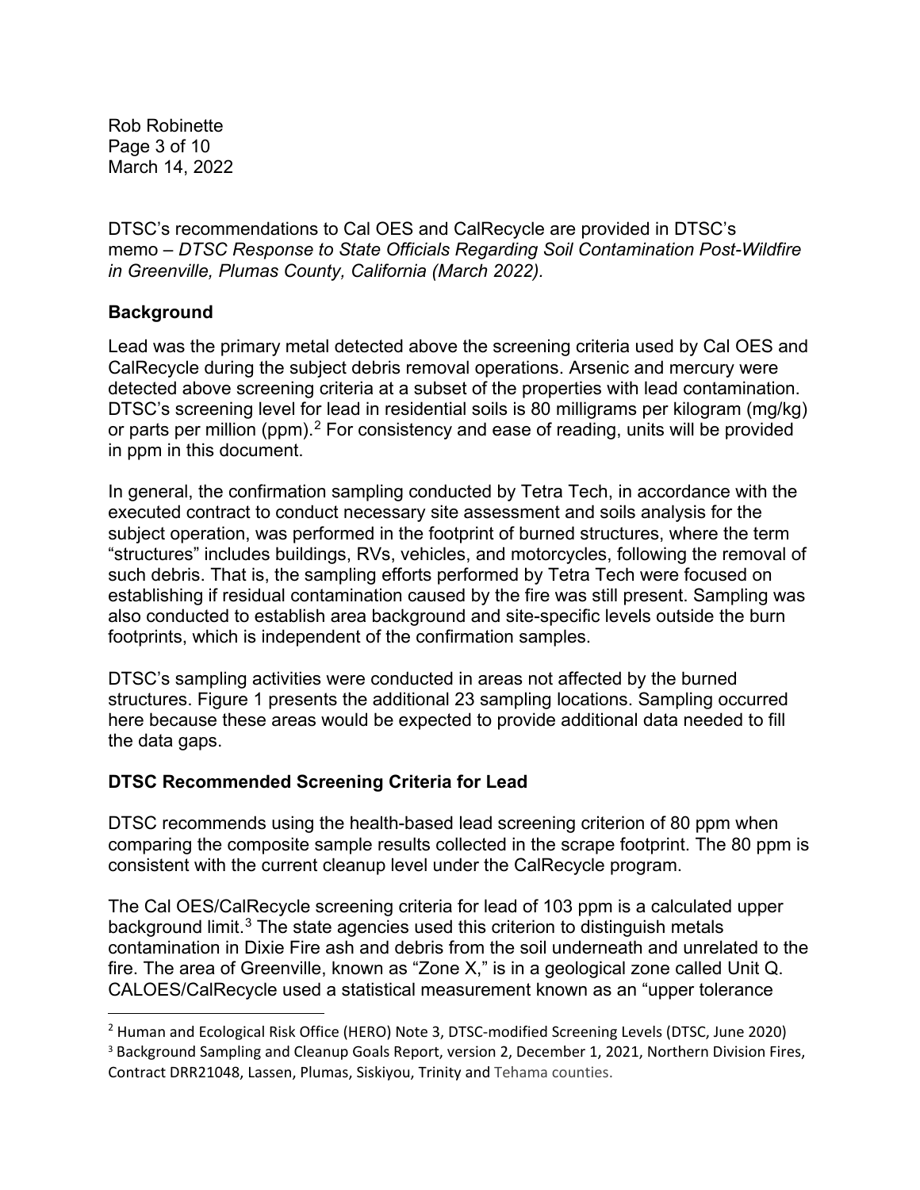DTSC's recommendations to Cal OES and CalRecycle are provided in DTSC's memo – *DTSC Response to State Officials Regarding Soil Contamination Post-Wildfire in Greenville, Plumas County, California (March 2022).*

## Background

Lead was the primary metal detected above the screening criteria used by Cal OES and CalRecycle during the subject debris removal operations. Arsenic and mercury were detected above screening criteria at a subset of the properties with lead contamination. DTSC's screening level for lead in residential soils is 80 milligrams per kilogram (mg/kg) or parts per million (ppm).[2] For consistency and ease of reading, units will be provided in ppm in this document.

In general, the confirmation sampling conducted by Tetra Tech, in accordance with the executed contract to conduct necessary site assessment and soils analysis for the subject operation, was performed in the footprint of burned structures, where the term "structures" includes buildings, RVs, vehicles, and motorcycles, following the removal of such debris. That is, the sampling efforts performed by Tetra Tech were focused on establishing if residual contamination caused by the fire was still present. Sampling was also conducted to establish area background and site-specific levels outside the burn footprints, which is independent of the confirmation samples.

DTSC's sampling activities were conducted in areas not affected by the burned structures. Figure 1 presents the additional 23 sampling locations. Sampling occurred here because these areas would be expected to provide additional data needed to fill the data gaps.

## DTSC Recommended Screening Criteria for Lead

DTSC recommends using the health-based lead screening criterion of 80 ppm when comparing the composite sample results collected in the scrape footprint. The 80 ppm is consistent with the current cleanup level under the CalRecycle program.

The Cal OES/CalRecycle screening criteria for lead of 103 ppm is a calculated upper background limit.[3] The state agencies used this criterion to distinguish metals contamination in Dixie Fire ash and debris from the soil underneath and unrelated to the fire. The area of Greenville, known as "Zone X," is in a geological zone called Unit Q. CALOES/CalRecycle used a statistical measurement known as an "upper tolerance

[2] Human and Ecological Risk Office (HERO) Note 3, DTSC-modified Screening Levels (DTSC, June 2020)

[3] Background Sampling and Cleanup Goals Report, version 2, December 1, 2021, Northern Division Fires, Contract DRR21048, Lassen, Plumas, Siskiyou, Trinity and Tehama counties.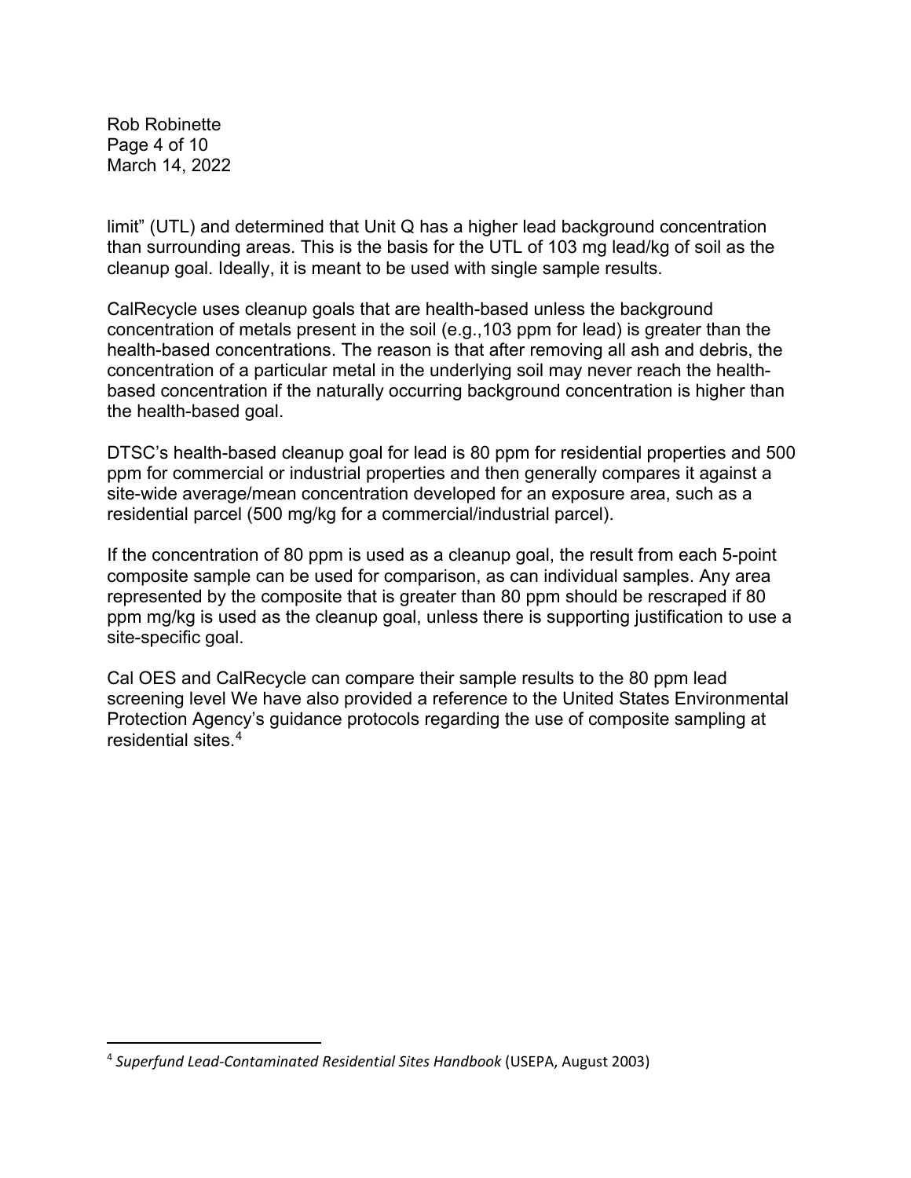limit" (UTL) and determined that Unit Q has a higher lead background concentration than surrounding areas. This is the basis for the UTL of 103 mg lead/kg of soil as the cleanup goal. Ideally, it is meant to be used with single sample results.

CalRecycle uses cleanup goals that are health-based unless the background concentration of metals present in the soil (e.g.,103 ppm for lead) is greater than the health-based concentrations. The reason is that after removing all ash and debris, the concentration of a particular metal in the underlying soil may never reach the health-based concentration if the naturally occurring background concentration is higher than the health-based goal.

DTSC's health-based cleanup goal for lead is 80 ppm for residential properties and 500 ppm for commercial or industrial properties and then generally compares it against a site-wide average/mean concentration developed for an exposure area, such as a residential parcel (500 mg/kg for a commercial/industrial parcel).

If the concentration of 80 ppm is used as a cleanup goal, the result from each 5-point composite sample can be used for comparison, as can individual samples. Any area represented by the composite that is greater than 80 ppm should be rescraped if 80 ppm mg/kg is used as the cleanup goal, unless there is supporting justification to use a site-specific goal.

Cal OES and CalRecycle can compare their sample results to the 80 ppm lead screening level We have also provided a reference to the United States Environmental Protection Agency's guidance protocols regarding the use of composite sampling at residential sites.[4]

---

[4] *Superfund Lead-Contaminated Residential Sites Handbook* (USEPA, August 2003)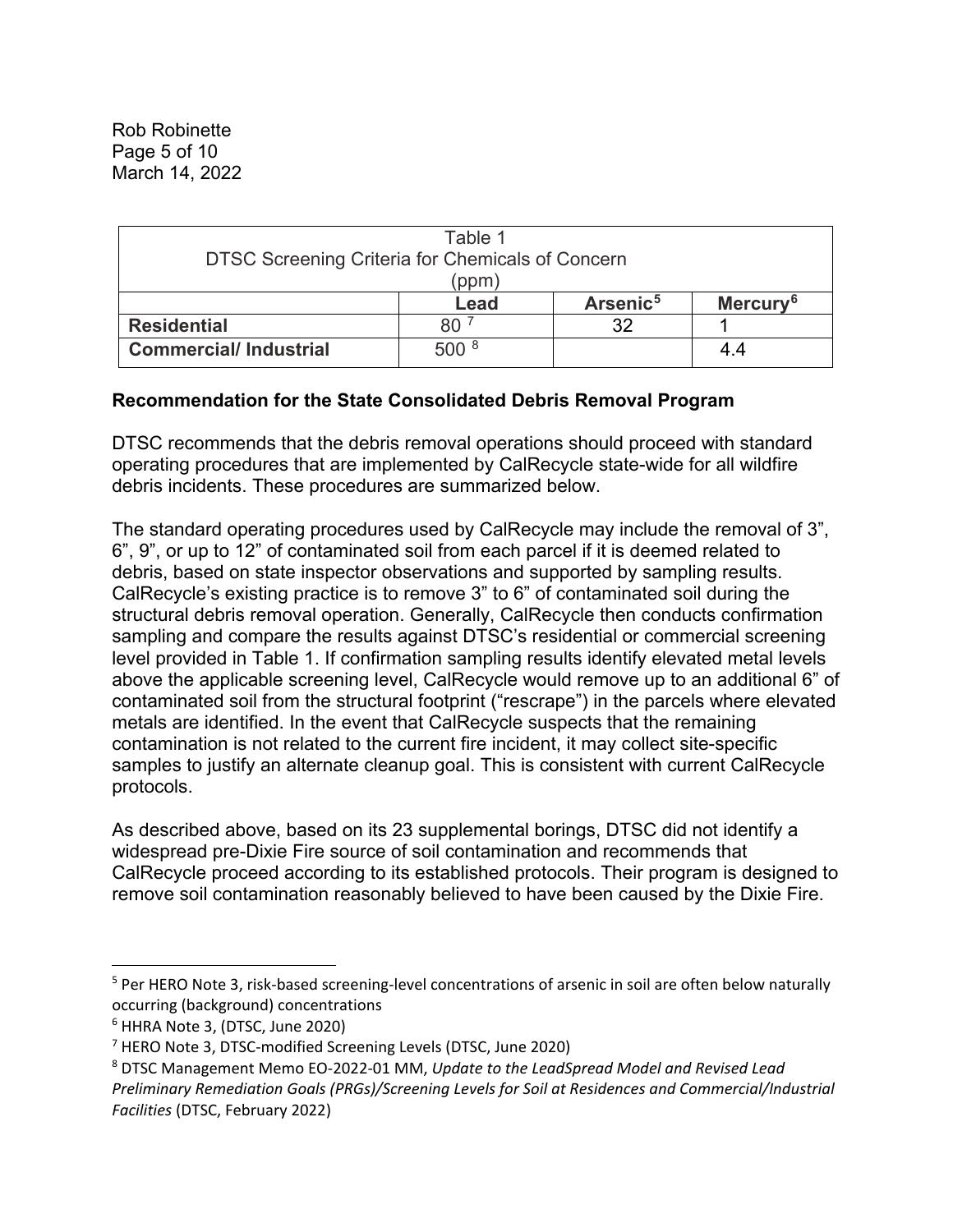| Table 1<br>DTSC Screening Criteria for Chemicals of Concern<br>(ppm) | | | |
|---|---|---|---|
| | **Lead** | **Arsenic**[5] | **Mercury**[6] |
| **Residential** | 80 [7] | 32 | 1 |
| **Commercial/ Industrial** | 500 [8] | | 4.4 |

**Recommendation for the State Consolidated Debris Removal Program**

DTSC recommends that the debris removal operations should proceed with standard operating procedures that are implemented by CalRecycle state-wide for all wildfire debris incidents. These procedures are summarized below.

The standard operating procedures used by CalRecycle may include the removal of 3", 6", 9", or up to 12" of contaminated soil from each parcel if it is deemed related to debris, based on state inspector observations and supported by sampling results. CalRecycle's existing practice is to remove 3" to 6" of contaminated soil during the structural debris removal operation. Generally, CalRecycle then conducts confirmation sampling and compare the results against DTSC's residential or commercial screening level provided in Table 1. If confirmation sampling results identify elevated metal levels above the applicable screening level, CalRecycle would remove up to an additional 6" of contaminated soil from the structural footprint ("rescrape") in the parcels where elevated metals are identified. In the event that CalRecycle suspects that the remaining contamination is not related to the current fire incident, it may collect site-specific samples to justify an alternate cleanup goal. This is consistent with current CalRecycle protocols.

As described above, based on its 23 supplemental borings, DTSC did not identify a widespread pre-Dixie Fire source of soil contamination and recommends that CalRecycle proceed according to its established protocols. Their program is designed to remove soil contamination reasonably believed to have been caused by the Dixie Fire.

---

[5] Per HERO Note 3, risk-based screening-level concentrations of arsenic in soil are often below naturally occurring (background) concentrations

[6] HHRA Note 3, (DTSC, June 2020)

[7] HERO Note 3, DTSC-modified Screening Levels (DTSC, June 2020)

[8] DTSC Management Memo EO-2022-01 MM, *Update to the LeadSpread Model and Revised Lead Preliminary Remediation Goals (PRGs)/Screening Levels for Soil at Residences and Commercial/Industrial Facilities* (DTSC, February 2022)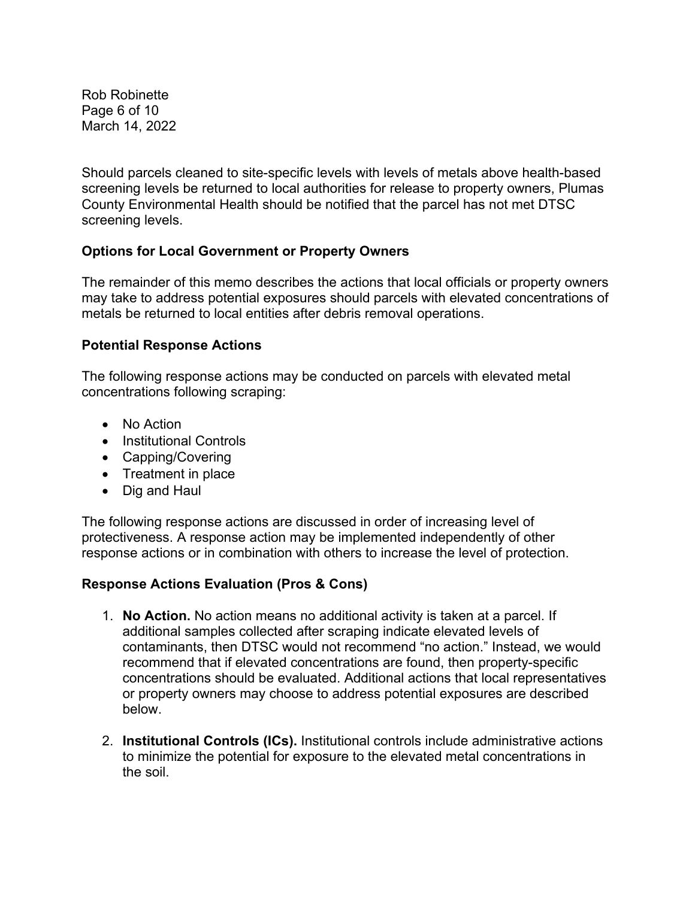Should parcels cleaned to site-specific levels with levels of metals above health-based screening levels be returned to local authorities for release to property owners, Plumas County Environmental Health should be notified that the parcel has not met DTSC screening levels.

**Options for Local Government or Property Owners**

The remainder of this memo describes the actions that local officials or property owners may take to address potential exposures should parcels with elevated concentrations of metals be returned to local entities after debris removal operations.

**Potential Response Actions**

The following response actions may be conducted on parcels with elevated metal concentrations following scraping:

- No Action
- Institutional Controls
- Capping/Covering
- Treatment in place
- Dig and Haul

The following response actions are discussed in order of increasing level of protectiveness. A response action may be implemented independently of other response actions or in combination with others to increase the level of protection.

**Response Actions Evaluation (Pros & Cons)**

1. **No Action.** No action means no additional activity is taken at a parcel. If additional samples collected after scraping indicate elevated levels of contaminants, then DTSC would not recommend "no action." Instead, we would recommend that if elevated concentrations are found, then property-specific concentrations should be evaluated. Additional actions that local representatives or property owners may choose to address potential exposures are described below.

2. **Institutional Controls (ICs).** Institutional controls include administrative actions to minimize the potential for exposure to the elevated metal concentrations in the soil.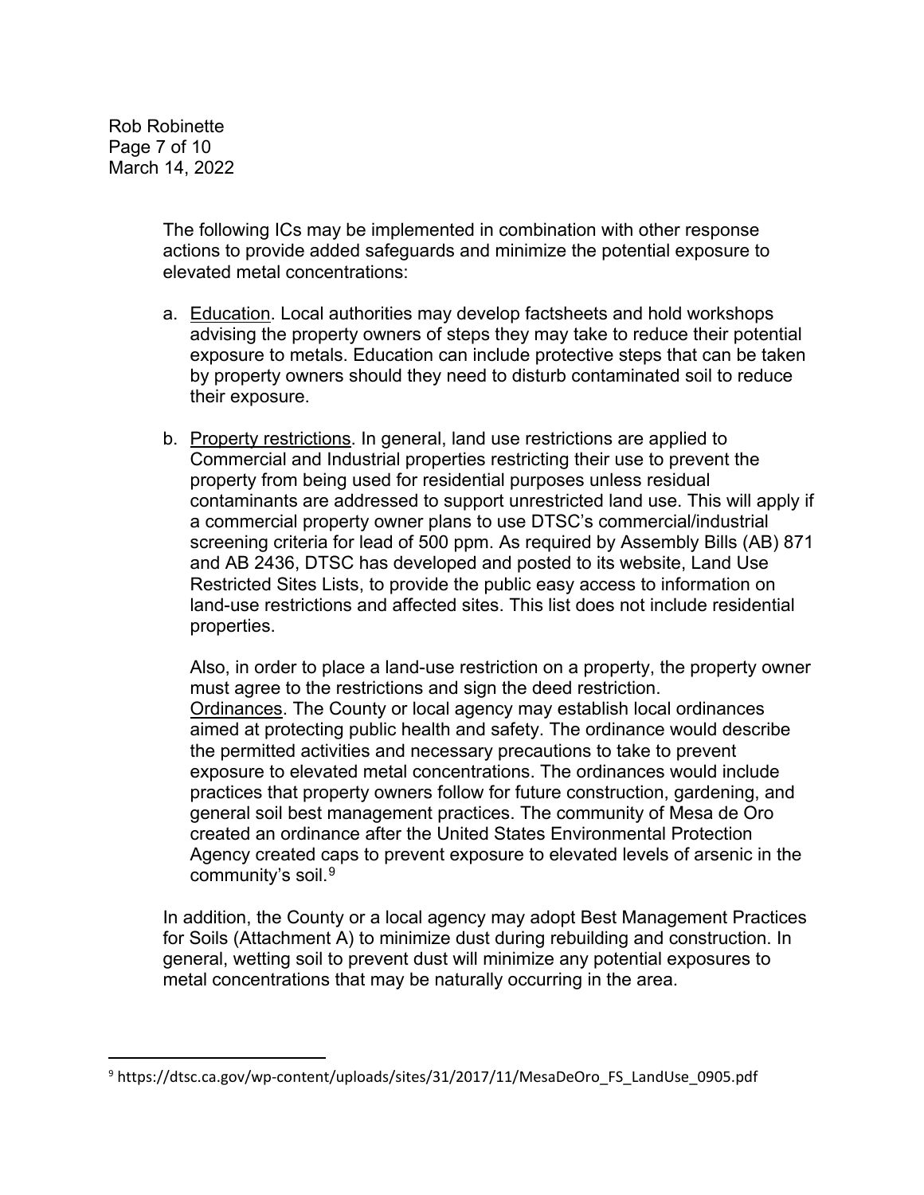The following ICs may be implemented in combination with other response actions to provide added safeguards and minimize the potential exposure to elevated metal concentrations:

a. Education. Local authorities may develop factsheets and hold workshops advising the property owners of steps they may take to reduce their potential exposure to metals. Education can include protective steps that can be taken by property owners should they need to disturb contaminated soil to reduce their exposure.

b. Property restrictions. In general, land use restrictions are applied to Commercial and Industrial properties restricting their use to prevent the property from being used for residential purposes unless residual contaminants are addressed to support unrestricted land use. This will apply if a commercial property owner plans to use DTSC's commercial/industrial screening criteria for lead of 500 ppm. As required by Assembly Bills (AB) 871 and AB 2436, DTSC has developed and posted to its website, Land Use Restricted Sites Lists, to provide the public easy access to information on land-use restrictions and affected sites. This list does not include residential properties.

   Also, in order to place a land-use restriction on a property, the property owner must agree to the restrictions and sign the deed restriction.
   Ordinances. The County or local agency may establish local ordinances aimed at protecting public health and safety. The ordinance would describe the permitted activities and necessary precautions to take to prevent exposure to elevated metal concentrations. The ordinances would include practices that property owners follow for future construction, gardening, and general soil best management practices. The community of Mesa de Oro created an ordinance after the United States Environmental Protection Agency created caps to prevent exposure to elevated levels of arsenic in the community's soil.[9]

In addition, the County or a local agency may adopt Best Management Practices for Soils (Attachment A) to minimize dust during rebuilding and construction. In general, wetting soil to prevent dust will minimize any potential exposures to metal concentrations that may be naturally occurring in the area.

[9] https://dtsc.ca.gov/wp-content/uploads/sites/31/2017/11/MesaDeOro_FS_LandUse_0905.pdf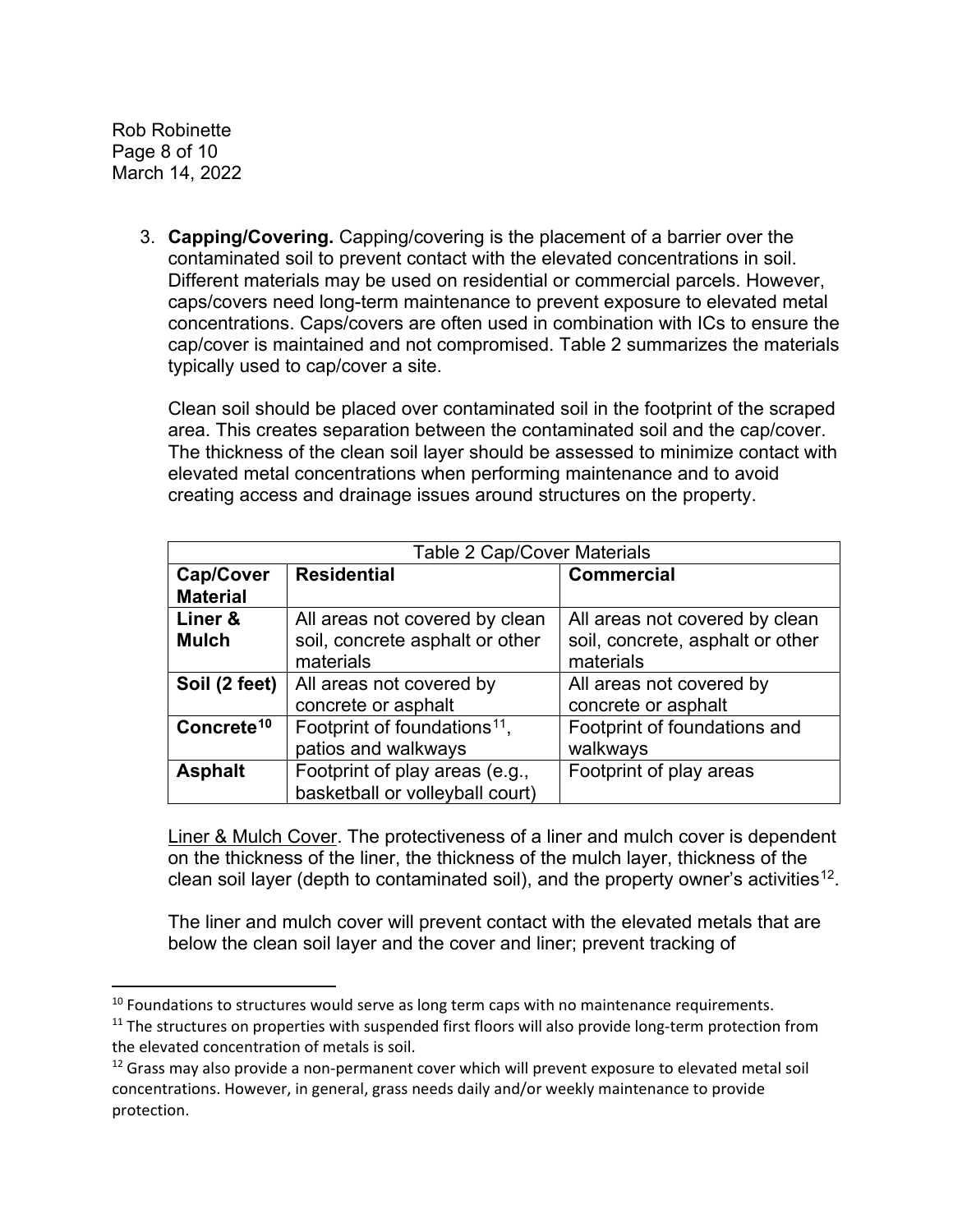3. **Capping/Covering.** Capping/covering is the placement of a barrier over the contaminated soil to prevent contact with the elevated concentrations in soil. Different materials may be used on residential or commercial parcels. However, caps/covers need long-term maintenance to prevent exposure to elevated metal concentrations. Caps/covers are often used in combination with ICs to ensure the cap/cover is maintained and not compromised. Table 2 summarizes the materials typically used to cap/cover a site.

   Clean soil should be placed over contaminated soil in the footprint of the scraped area. This creates separation between the contaminated soil and the cap/cover. The thickness of the clean soil layer should be assessed to minimize contact with elevated metal concentrations when performing maintenance and to avoid creating access and drainage issues around structures on the property.

   | Table 2 Cap/Cover Materials | | |
   |---|---|---|
   | **Cap/Cover Material** | **Residential** | **Commercial** |
   | **Liner & Mulch** | All areas not covered by clean soil, concrete asphalt or other materials | All areas not covered by clean soil, concrete, asphalt or other materials |
   | **Soil (2 feet)** | All areas not covered by concrete or asphalt | All areas not covered by concrete or asphalt |
   | **Concrete[10]** | Footprint of foundations[11], patios and walkways | Footprint of foundations and walkways |
   | **Asphalt** | Footprint of play areas (e.g., basketball or volleyball court) | Footprint of play areas |

   Liner & Mulch Cover. The protectiveness of a liner and mulch cover is dependent on the thickness of the liner, the thickness of the mulch layer, thickness of the clean soil layer (depth to contaminated soil), and the property owner's activities[12].

   The liner and mulch cover will prevent contact with the elevated metals that are below the clean soil layer and the cover and liner; prevent tracking of

---

[10] Foundations to structures would serve as long term caps with no maintenance requirements.

[11] The structures on properties with suspended first floors will also provide long-term protection from the elevated concentration of metals is soil.

[12] Grass may also provide a non-permanent cover which will prevent exposure to elevated metal soil concentrations. However, in general, grass needs daily and/or weekly maintenance to provide protection.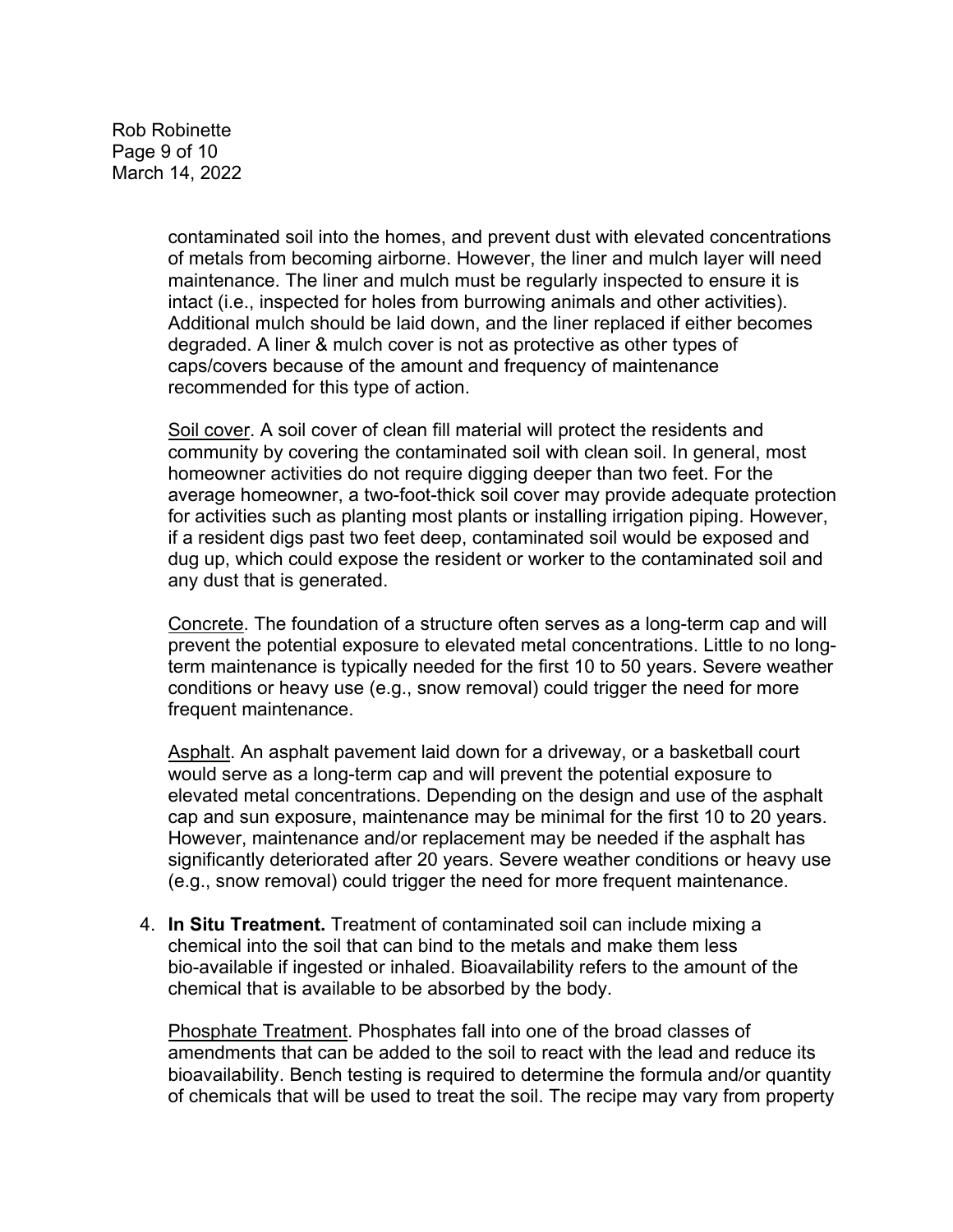contaminated soil into the homes, and prevent dust with elevated concentrations of metals from becoming airborne. However, the liner and mulch layer will need maintenance. The liner and mulch must be regularly inspected to ensure it is intact (i.e., inspected for holes from burrowing animals and other activities). Additional mulch should be laid down, and the liner replaced if either becomes degraded. A liner & mulch cover is not as protective as other types of caps/covers because of the amount and frequency of maintenance recommended for this type of action.

<u>Soil cover</u>. A soil cover of clean fill material will protect the residents and community by covering the contaminated soil with clean soil. In general, most homeowner activities do not require digging deeper than two feet. For the average homeowner, a two-foot-thick soil cover may provide adequate protection for activities such as planting most plants or installing irrigation piping. However, if a resident digs past two feet deep, contaminated soil would be exposed and dug up, which could expose the resident or worker to the contaminated soil and any dust that is generated.

<u>Concrete</u>. The foundation of a structure often serves as a long-term cap and will prevent the potential exposure to elevated metal concentrations. Little to no long-term maintenance is typically needed for the first 10 to 50 years. Severe weather conditions or heavy use (e.g., snow removal) could trigger the need for more frequent maintenance.

<u>Asphalt</u>. An asphalt pavement laid down for a driveway, or a basketball court would serve as a long-term cap and will prevent the potential exposure to elevated metal concentrations. Depending on the design and use of the asphalt cap and sun exposure, maintenance may be minimal for the first 10 to 20 years. However, maintenance and/or replacement may be needed if the asphalt has significantly deteriorated after 20 years. Severe weather conditions or heavy use (e.g., snow removal) could trigger the need for more frequent maintenance.

4. **In Situ Treatment.** Treatment of contaminated soil can include mixing a chemical into the soil that can bind to the metals and make them less bio-available if ingested or inhaled. Bioavailability refers to the amount of the chemical that is available to be absorbed by the body.

   <u>Phosphate Treatment</u>. Phosphates fall into one of the broad classes of amendments that can be added to the soil to react with the lead and reduce its bioavailability. Bench testing is required to determine the formula and/or quantity of chemicals that will be used to treat the soil. The recipe may vary from property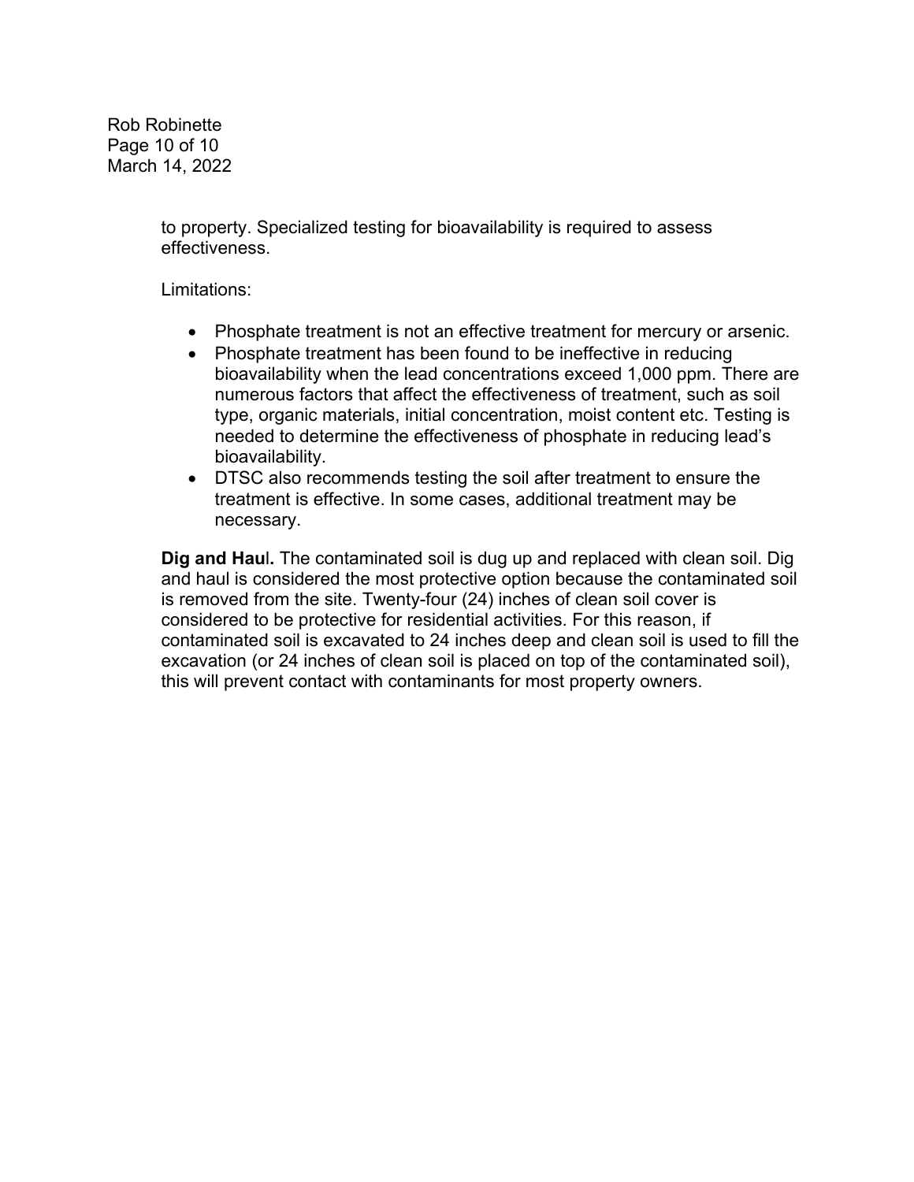to property. Specialized testing for bioavailability is required to assess effectiveness.

Limitations:

- Phosphate treatment is not an effective treatment for mercury or arsenic.
- Phosphate treatment has been found to be ineffective in reducing bioavailability when the lead concentrations exceed 1,000 ppm. There are numerous factors that affect the effectiveness of treatment, such as soil type, organic materials, initial concentration, moist content etc. Testing is needed to determine the effectiveness of phosphate in reducing lead's bioavailability.
- DTSC also recommends testing the soil after treatment to ensure the treatment is effective. In some cases, additional treatment may be necessary.

**Dig and Haul.** The contaminated soil is dug up and replaced with clean soil. Dig and haul is considered the most protective option because the contaminated soil is removed from the site. Twenty-four (24) inches of clean soil cover is considered to be protective for residential activities. For this reason, if contaminated soil is excavated to 24 inches deep and clean soil is used to fill the excavation (or 24 inches of clean soil is placed on top of the contaminated soil), this will prevent contact with contaminants for most property owners.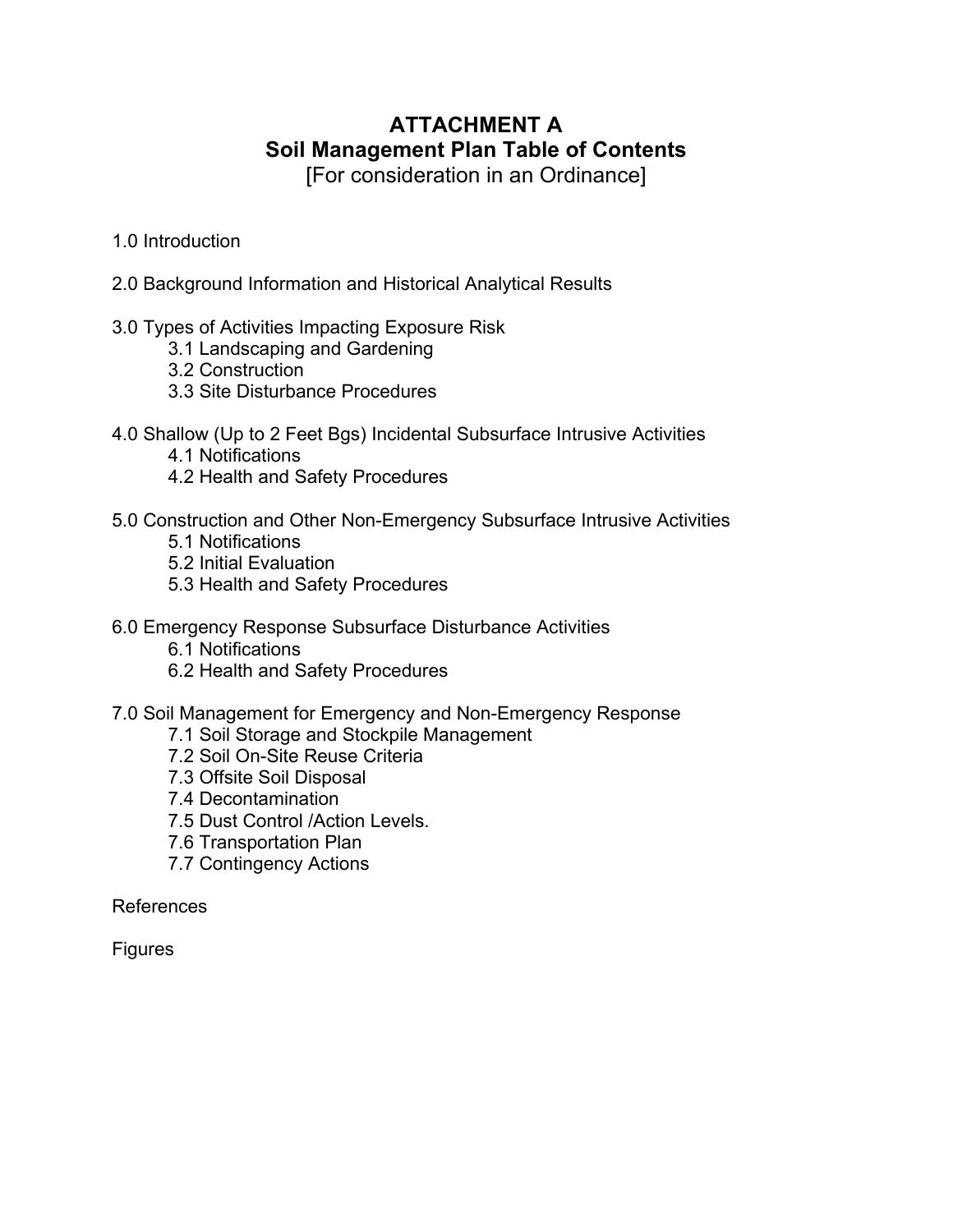# ATTACHMENT A
# Soil Management Plan Table of Contents

[For consideration in an Ordinance]

1.0 Introduction

2.0 Background Information and Historical Analytical Results

3.0 Types of Activities Impacting Exposure Risk
- 3.1 Landscaping and Gardening
- 3.2 Construction
- 3.3 Site Disturbance Procedures

4.0 Shallow (Up to 2 Feet Bgs) Incidental Subsurface Intrusive Activities
- 4.1 Notifications
- 4.2 Health and Safety Procedures

5.0 Construction and Other Non-Emergency Subsurface Intrusive Activities
- 5.1 Notifications
- 5.2 Initial Evaluation
- 5.3 Health and Safety Procedures

6.0 Emergency Response Subsurface Disturbance Activities
- 6.1 Notifications
- 6.2 Health and Safety Procedures

7.0 Soil Management for Emergency and Non-Emergency Response
- 7.1 Soil Storage and Stockpile Management
- 7.2 Soil On-Site Reuse Criteria
- 7.3 Offsite Soil Disposal
- 7.4 Decontamination
- 7.5 Dust Control /Action Levels.
- 7.6 Transportation Plan
- 7.7 Contingency Actions

References

Figures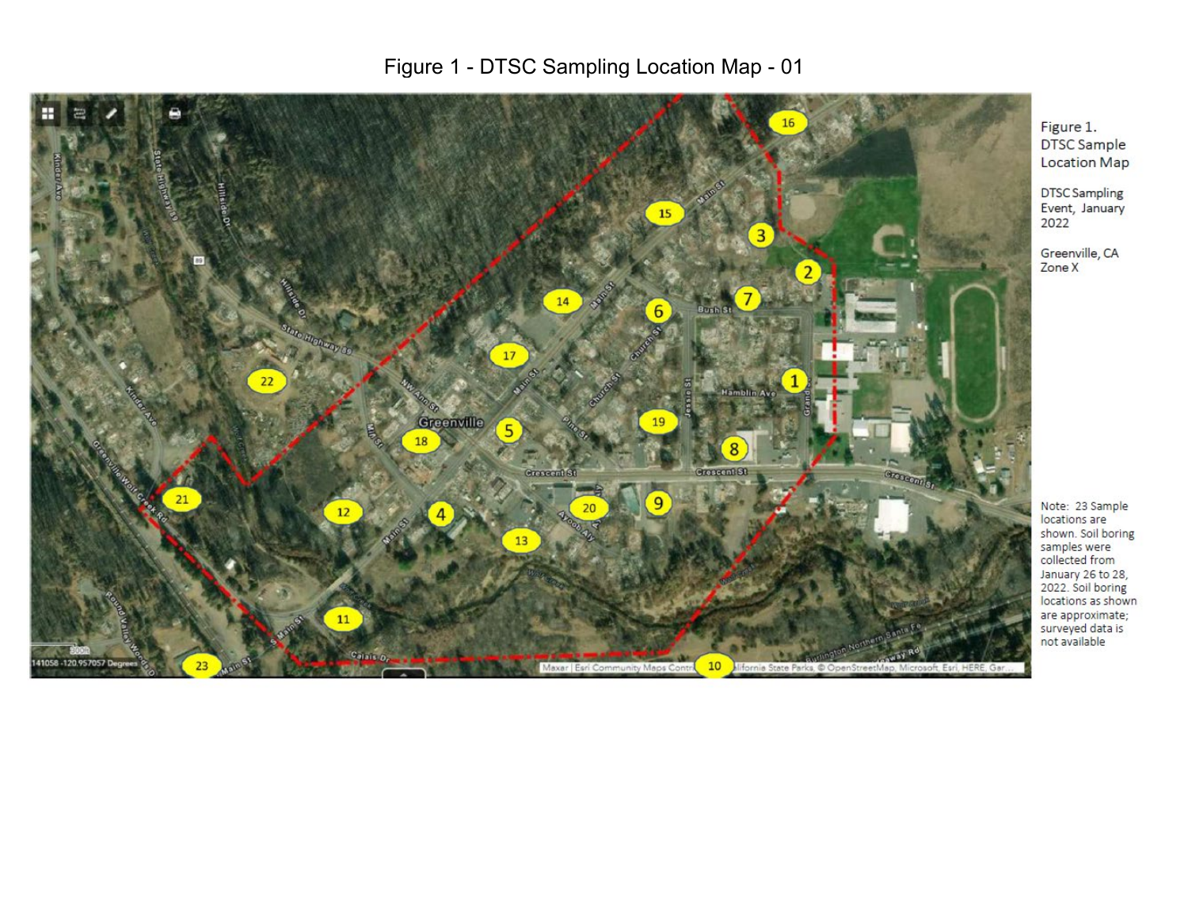# Figure 1 - DTSC Sampling Location Map - 01

Figure 1.
DTSC Sample Location Map

DTSC Sampling Event, January 2022

Greenville, CA
Zone X

Note: 23 Sample locations are shown. Soil boring samples were collected from January 26 to 28, 2022. Soil boring locations as shown are approximate; surveyed data is not available